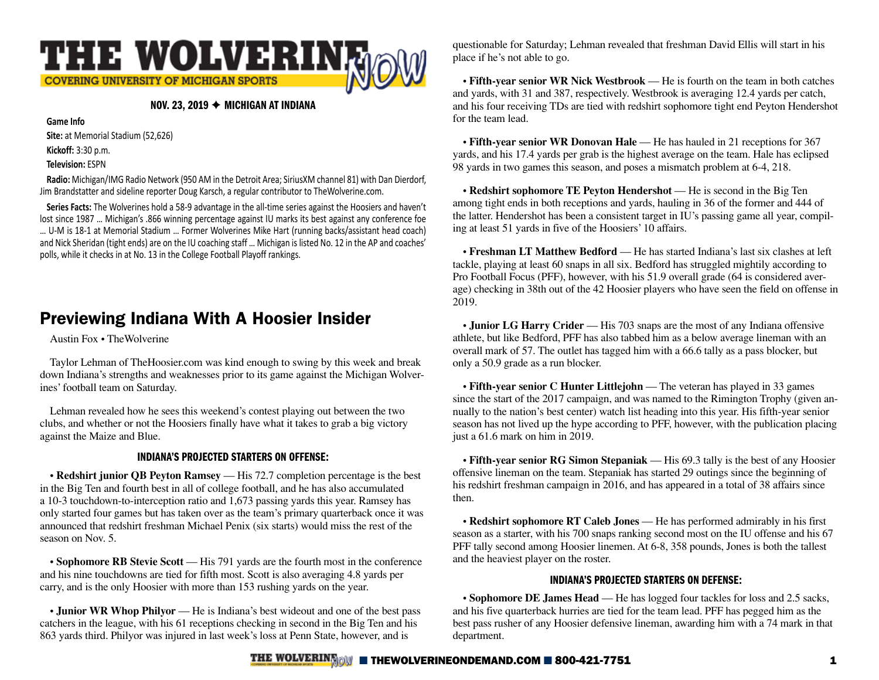# THE WOLVERINE NOW

COVERING UNIVERSITY OF MICHIGAN SPORTS

**NOV. 23, 2019 ✦ MICHIGAN AT INDIANA**

**Game Info**

**Site:** at Memorial Stadium (52,626)

**Kickoff:** 3:30 p.m.

**Television:** ESPN

**Radio:** Michigan/IMG Radio Network (950 AM in the Detroit Area; SiriusXM channel 81) with Dan Dierdorf, Jim Brandstatter and sideline reporter Doug Karsch, a regular contributor to TheWolverine.com.

**Series Facts:** The Wolverines hold a 58-9 advantage in the all-time series against the Hoosiers and haven't lost since 1987 … Michigan's .866 winning percentage against IU marks its best against any conference foe … U-M is 18-1 at Memorial Stadium … Former Wolverines Mike Hart (running backs/assistant head coach) and Nick Sheridan (tight ends) are on the IU coaching staff … Michigan is listed No. 12 in the AP and coaches' polls, while it checks in at No. 13 in the College Football Playoff rankings.

## Previewing Indiana With A Hoosier Insider

Austin Fox • TheWolverine

Taylor Lehman of TheHoosier.com was kind enough to swing by this week and break down Indiana's strengths and weaknesses prior to its game against the Michigan Wolverines' football team on Saturday.

Lehman revealed how he sees this weekend's contest playing out between the two clubs, and whether or not the Hoosiers finally have what it takes to grab a big victory against the Maize and Blue.

### INDIANA'S PROJECTED STARTERS ON OFFENSE:

• **Redshirt junior QB Peyton Ramsey** — His 72.7 completion percentage is the best in the Big Ten and fourth best in all of college football, and he has also accumulated a 10-3 touchdown-to-interception ratio and 1,673 passing yards this year. Ramsey has only started four games but has taken over as the team's primary quarterback once it was announced that redshirt freshman Michael Penix (six starts) would miss the rest of the season on Nov. 5.

• **Sophomore RB Stevie Scott** — His 791 yards are the fourth most in the conference and his nine touchdowns are tied for fifth most. Scott is also averaging 4.8 yards per carry, and is the only Hoosier with more than 153 rushing yards on the year.

• **Junior WR Whop Philyor** — He is Indiana's best wideout and one of the best pass catchers in the league, with his 61 receptions checking in second in the Big Ten and his 863 yards third. Philyor was injured in last week's loss at Penn State, however, and is questionable for Saturday; Lehman revealed that freshman David Ellis will start in his place if he's not able to go.

• **Fifth-year senior WR Nick Westbrook** — He is fourth on the team in both catches and yards, with 31 and 387, respectively. Westbrook is averaging 12.4 yards per catch, and his four receiving TDs are tied with redshirt sophomore tight end Peyton Hendershot for the team lead.

• **Fifth-year senior WR Donovan Hale** — He has hauled in 21 receptions for 367 yards, and his 17.4 yards per grab is the highest average on the team. Hale has eclipsed 98 yards in two games this season, and poses a mismatch problem at 6-4, 218.

• **Redshirt sophomore TE Peyton Hendershot** — He is second in the Big Ten among tight ends in both receptions and yards, hauling in 36 of the former and 444 of the latter. Hendershot has been a consistent target in IU's passing game all year, compiling at least 51 yards in five of the Hoosiers' 10 affairs.

• **Freshman LT Matthew Bedford** — He has started Indiana's last six clashes at left tackle, playing at least 60 snaps in all six. Bedford has struggled mightily according to Pro Football Focus (PFF), however, with his 51.9 overall grade (64 is considered average) checking in 38th out of the 42 Hoosier players who have seen the field on offense in 2019.

• **Junior LG Harry Crider** — His 703 snaps are the most of any Indiana offensive athlete, but like Bedford, PFF has also tabbed him as a below average lineman with an overall mark of 57. The outlet has tagged him with a 66.6 tally as a pass blocker, but only a 50.9 grade as a run blocker.

• **Fifth-year senior C Hunter Littlejohn** — The veteran has played in 33 games since the start of the 2017 campaign, and was named to the Rimington Trophy (given annually to the nation's best center) watch list heading into this year. His fifth-year senior season has not lived up the hype according to PFF, however, with the publication placing just a 61.6 mark on him in 2019.

• **Fifth-year senior RG Simon Stepaniak** — His 69.3 tally is the best of any Hoosier offensive lineman on the team. Stepaniak has started 29 outings since the beginning of his redshirt freshman campaign in 2016, and has appeared in a total of 38 affairs since then.

• **Redshirt sophomore RT Caleb Jones** — He has performed admirably in his first season as a starter, with his 700 snaps ranking second most on the IU offense and his 67 PFF tally second among Hoosier linemen. At 6-8, 358 pounds, Jones is both the tallest and the heaviest player on the roster.

### INDIANA'S PROJECTED STARTERS ON DEFENSE:

• **Sophomore DE James Head** — He has logged four tackles for loss and 2.5 sacks, and his five quarterback hurries are tied for the team lead. PFF has pegged him as the best pass rusher of any Hoosier defensive lineman, awarding him with a 74 mark in that department.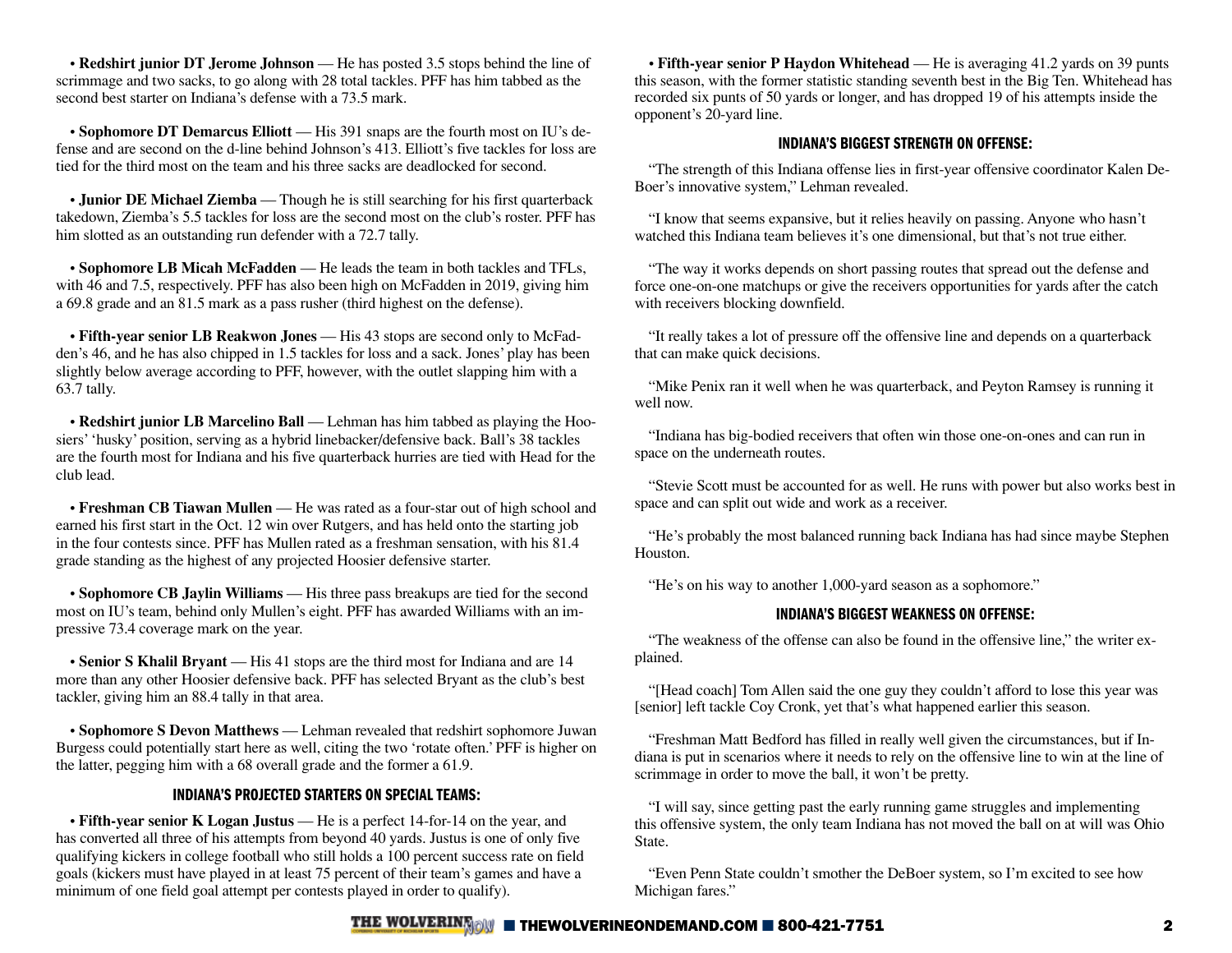• **Redshirt junior DT Jerome Johnson** — He has posted 3.5 stops behind the line of scrimmage and two sacks, to go along with 28 total tackles. PFF has him tabbed as the second best starter on Indiana's defense with a 73.5 mark.

• **Sophomore DT Demarcus Elliott** — His 391 snaps are the fourth most on IU's defense and are second on the d-line behind Johnson's 413. Elliott's five tackles for loss are tied for the third most on the team and his three sacks are deadlocked for second.

• **Junior DE Michael Ziemba** — Though he is still searching for his first quarterback takedown, Ziemba's 5.5 tackles for loss are the second most on the club's roster. PFF has him slotted as an outstanding run defender with a 72.7 tally.

• **Sophomore LB Micah McFadden** — He leads the team in both tackles and TFLs, with 46 and 7.5, respectively. PFF has also been high on McFadden in 2019, giving him a 69.8 grade and an 81.5 mark as a pass rusher (third highest on the defense).

• **Fifth-year senior LB Reakwon Jones** — His 43 stops are second only to McFadden's 46, and he has also chipped in 1.5 tackles for loss and a sack. Jones' play has been slightly below average according to PFF, however, with the outlet slapping him with a 63.7 tally.

• **Redshirt junior LB Marcelino Ball** — Lehman has him tabbed as playing the Hoosiers' 'husky' position, serving as a hybrid linebacker/defensive back. Ball's 38 tackles are the fourth most for Indiana and his five quarterback hurries are tied with Head for the club lead.

• **Freshman CB Tiawan Mullen** — He was rated as a four-star out of high school and earned his first start in the Oct. 12 win over Rutgers, and has held onto the starting job in the four contests since. PFF has Mullen rated as a freshman sensation, with his 81.4 grade standing as the highest of any projected Hoosier defensive starter.

• **Sophomore CB Jaylin Williams** — His three pass breakups are tied for the second most on IU's team, behind only Mullen's eight. PFF has awarded Williams with an impressive 73.4 coverage mark on the year.

• **Senior S Khalil Bryant** — His 41 stops are the third most for Indiana and are 14 more than any other Hoosier defensive back. PFF has selected Bryant as the club's best tackler, giving him an 88.4 tally in that area.

• **Sophomore S Devon Matthews** — Lehman revealed that redshirt sophomore Juwan Burgess could potentially start here as well, citing the two 'rotate often.' PFF is higher on the latter, pegging him with a 68 overall grade and the former a 61.9.

### INDIANA'S PROJECTED STARTERS ON SPECIAL TEAMS:

• **Fifth-year senior K Logan Justus** — He is a perfect 14-for-14 on the year, and has converted all three of his attempts from beyond 40 yards. Justus is one of only five qualifying kickers in college football who still holds a 100 percent success rate on field goals (kickers must have played in at least 75 percent of their team's games and have a minimum of one field goal attempt per contests played in order to qualify).

• **Fifth-year senior P Haydon Whitehead** — He is averaging 41.2 yards on 39 punts this season, with the former statistic standing seventh best in the Big Ten. Whitehead has recorded six punts of 50 yards or longer, and has dropped 19 of his attempts inside the opponent's 20-yard line.

### INDIANA'S BIGGEST STRENGTH ON OFFENSE:

"The strength of this Indiana offense lies in first-year offensive coordinator Kalen DeBoer's innovative system," Lehman revealed.

"I know that seems expansive, but it relies heavily on passing. Anyone who hasn't watched this Indiana team believes it's one dimensional, but that's not true either.

"The way it works depends on short passing routes that spread out the defense and force one-on-one matchups or give the receivers opportunities for yards after the catch with receivers blocking downfield.

"It really takes a lot of pressure off the offensive line and depends on a quarterback that can make quick decisions.

"Mike Penix ran it well when he was quarterback, and Peyton Ramsey is running it well now.

"Indiana has big-bodied receivers that often win those one-on-ones and can run in space on the underneath routes.

"Stevie Scott must be accounted for as well. He runs with power but also works best in space and can split out wide and work as a receiver.

"He's probably the most balanced running back Indiana has had since maybe Stephen Houston.

"He's on his way to another 1,000-yard season as a sophomore."

### INDIANA'S BIGGEST WEAKNESS ON OFFENSE:

"The weakness of the offense can also be found in the offensive line," the writer explained.

"[Head coach] Tom Allen said the one guy they couldn't afford to lose this year was [senior] left tackle Coy Cronk, yet that's what happened earlier this season.

"Freshman Matt Bedford has filled in really well given the circumstances, but if Indiana is put in scenarios where it needs to rely on the offensive line to win at the line of scrimmage in order to move the ball, it won't be pretty.

"I will say, since getting past the early running game struggles and implementing this offensive system, the only team Indiana has not moved the ball on at will was Ohio State.

"Even Penn State couldn't smother the DeBoer system, so I'm excited to see how Michigan fares."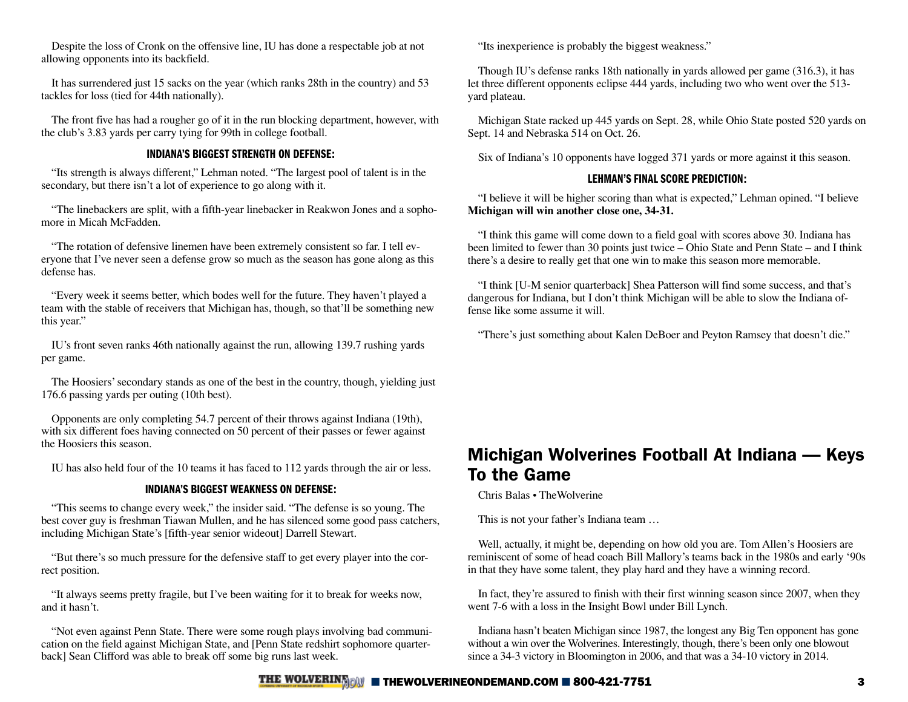Despite the loss of Cronk on the offensive line, IU has done a respectable job at not allowing opponents into its backfield.

It has surrendered just 15 sacks on the year (which ranks 28th in the country) and 53 tackles for loss (tied for 44th nationally).

The front five has had a rougher go of it in the run blocking department, however, with the club's 3.83 yards per carry tying for 99th in college football.

### INDIANA'S BIGGEST STRENGTH ON DEFENSE:

"Its strength is always different," Lehman noted. "The largest pool of talent is in the secondary, but there isn't a lot of experience to go along with it.

"The linebackers are split, with a fifth-year linebacker in Reakwon Jones and a sophomore in Micah McFadden.

"The rotation of defensive linemen have been extremely consistent so far. I tell everyone that I've never seen a defense grow so much as the season has gone along as this defense has.

"Every week it seems better, which bodes well for the future. They haven't played a team with the stable of receivers that Michigan has, though, so that'll be something new this year."

IU's front seven ranks 46th nationally against the run, allowing 139.7 rushing yards per game.

The Hoosiers' secondary stands as one of the best in the country, though, yielding just 176.6 passing yards per outing (10th best).

Opponents are only completing 54.7 percent of their throws against Indiana (19th), with six different foes having connected on 50 percent of their passes or fewer against the Hoosiers this season.

IU has also held four of the 10 teams it has faced to 112 yards through the air or less.

### INDIANA'S BIGGEST WEAKNESS ON DEFENSE:

"This seems to change every week," the insider said. "The defense is so young. The best cover guy is freshman Tiawan Mullen, and he has silenced some good pass catchers, including Michigan State's [fifth-year senior wideout] Darrell Stewart.

"But there's so much pressure for the defensive staff to get every player into the correct position.

"It always seems pretty fragile, but I've been waiting for it to break for weeks now, and it hasn't.

"Not even against Penn State. There were some rough plays involving bad communication on the field against Michigan State, and [Penn State redshirt sophomore quarterback] Sean Clifford was able to break off some big runs last week.

"Its inexperience is probably the biggest weakness."

Though IU's defense ranks 18th nationally in yards allowed per game (316.3), it has let three different opponents eclipse 444 yards, including two who went over the 513-yard plateau.

Michigan State racked up 445 yards on Sept. 28, while Ohio State posted 520 yards on Sept. 14 and Nebraska 514 on Oct. 26.

Six of Indiana's 10 opponents have logged 371 yards or more against it this season.

### LEHMAN'S FINAL SCORE PREDICTION:

"I believe it will be higher scoring than what is expected," Lehman opined. "I believe **Michigan will win another close one, 34-31.**

"I think this game will come down to a field goal with scores above 30. Indiana has been limited to fewer than 30 points just twice – Ohio State and Penn State – and I think there's a desire to really get that one win to make this season more memorable.

"I think [U-M senior quarterback] Shea Patterson will find some success, and that's dangerous for Indiana, but I don't think Michigan will be able to slow the Indiana offense like some assume it will.

"There's just something about Kalen DeBoer and Peyton Ramsey that doesn't die."

## Michigan Wolverines Football At Indiana — Keys To the Game

Chris Balas • TheWolverine

This is not your father's Indiana team …

Well, actually, it might be, depending on how old you are. Tom Allen's Hoosiers are reminiscent of some of head coach Bill Mallory's teams back in the 1980s and early '90s in that they have some talent, they play hard and they have a winning record.

In fact, they're assured to finish with their first winning season since 2007, when they went 7-6 with a loss in the Insight Bowl under Bill Lynch.

Indiana hasn't beaten Michigan since 1987, the longest any Big Ten opponent has gone without a win over the Wolverines. Interestingly, though, there's been only one blowout since a 34-3 victory in Bloomington in 2006, and that was a 34-10 victory in 2014.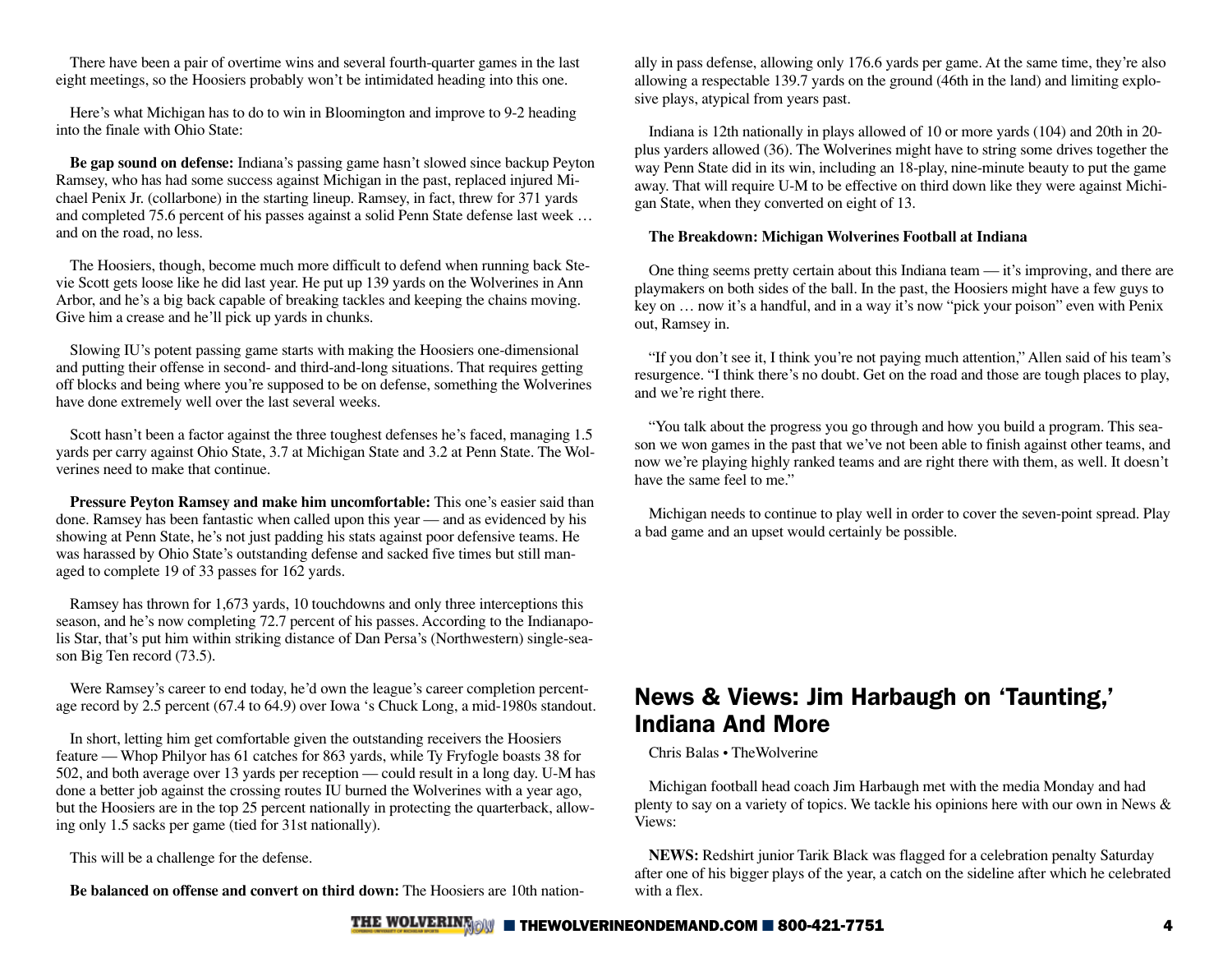There have been a pair of overtime wins and several fourth-quarter games in the last eight meetings, so the Hoosiers probably won't be intimidated heading into this one.

Here's what Michigan has to do to win in Bloomington and improve to 9-2 heading into the finale with Ohio State:

**Be gap sound on defense:** Indiana's passing game hasn't slowed since backup Peyton Ramsey, who has had some success against Michigan in the past, replaced injured Michael Penix Jr. (collarbone) in the starting lineup. Ramsey, in fact, threw for 371 yards and completed 75.6 percent of his passes against a solid Penn State defense last week … and on the road, no less.

The Hoosiers, though, become much more difficult to defend when running back Stevie Scott gets loose like he did last year. He put up 139 yards on the Wolverines in Ann Arbor, and he's a big back capable of breaking tackles and keeping the chains moving. Give him a crease and he'll pick up yards in chunks.

Slowing IU's potent passing game starts with making the Hoosiers one-dimensional and putting their offense in second- and third-and-long situations. That requires getting off blocks and being where you're supposed to be on defense, something the Wolverines have done extremely well over the last several weeks.

Scott hasn't been a factor against the three toughest defenses he's faced, managing 1.5 yards per carry against Ohio State, 3.7 at Michigan State and 3.2 at Penn State. The Wolverines need to make that continue.

**Pressure Peyton Ramsey and make him uncomfortable:** This one's easier said than done. Ramsey has been fantastic when called upon this year — and as evidenced by his showing at Penn State, he's not just padding his stats against poor defensive teams. He was harassed by Ohio State's outstanding defense and sacked five times but still managed to complete 19 of 33 passes for 162 yards.

Ramsey has thrown for 1,673 yards, 10 touchdowns and only three interceptions this season, and he's now completing 72.7 percent of his passes. According to the Indianapolis Star, that's put him within striking distance of Dan Persa's (Northwestern) single-season Big Ten record (73.5).

Were Ramsey's career to end today, he'd own the league's career completion percentage record by 2.5 percent (67.4 to 64.9) over Iowa 's Chuck Long, a mid-1980s standout.

In short, letting him get comfortable given the outstanding receivers the Hoosiers feature — Whop Philyor has 61 catches for 863 yards, while Ty Fryfogle boasts 38 for 502, and both average over 13 yards per reception — could result in a long day. U-M has done a better job against the crossing routes IU burned the Wolverines with a year ago, but the Hoosiers are in the top 25 percent nationally in protecting the quarterback, allowing only 1.5 sacks per game (tied for 31st nationally).

This will be a challenge for the defense.

**Be balanced on offense and convert on third down:** The Hoosiers are 10th nationally in pass defense, allowing only 176.6 yards per game. At the same time, they're also allowing a respectable 139.7 yards on the ground (46th in the land) and limiting explosive plays, atypical from years past.

Indiana is 12th nationally in plays allowed of 10 or more yards (104) and 20th in 20-plus yarders allowed (36). The Wolverines might have to string some drives together the way Penn State did in its win, including an 18-play, nine-minute beauty to put the game away. That will require U-M to be effective on third down like they were against Michigan State, when they converted on eight of 13.

**The Breakdown: Michigan Wolverines Football at Indiana**

One thing seems pretty certain about this Indiana team — it's improving, and there are playmakers on both sides of the ball. In the past, the Hoosiers might have a few guys to key on … now it's a handful, and in a way it's now "pick your poison" even with Penix out, Ramsey in.

"If you don't see it, I think you're not paying much attention," Allen said of his team's resurgence. "I think there's no doubt. Get on the road and those are tough places to play, and we're right there.

"You talk about the progress you go through and how you build a program. This season we won games in the past that we've not been able to finish against other teams, and now we're playing highly ranked teams and are right there with them, as well. It doesn't have the same feel to me."

Michigan needs to continue to play well in order to cover the seven-point spread. Play a bad game and an upset would certainly be possible.

## News & Views: Jim Harbaugh on 'Taunting,' Indiana And More

Chris Balas • TheWolverine

Michigan football head coach Jim Harbaugh met with the media Monday and had plenty to say on a variety of topics. We tackle his opinions here with our own in News & Views:

**NEWS:** Redshirt junior Tarik Black was flagged for a celebration penalty Saturday after one of his bigger plays of the year, a catch on the sideline after which he celebrated with a flex.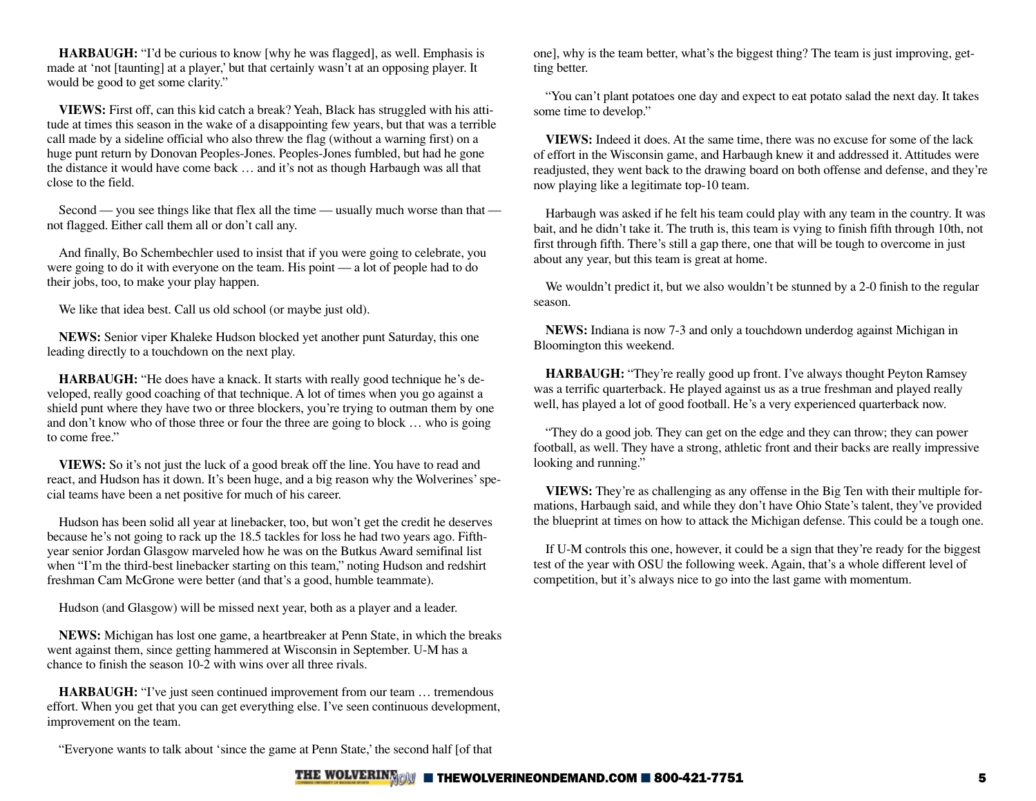**HARBAUGH:** "I'd be curious to know [why he was flagged], as well. Emphasis is made at 'not [taunting] at a player,' but that certainly wasn't at an opposing player. It would be good to get some clarity."

**VIEWS:** First off, can this kid catch a break? Yeah, Black has struggled with his attitude at times this season in the wake of a disappointing few years, but that was a terrible call made by a sideline official who also threw the flag (without a warning first) on a huge punt return by Donovan Peoples-Jones. Peoples-Jones fumbled, but had he gone the distance it would have come back … and it's not as though Harbaugh was all that close to the field.

Second — you see things like that flex all the time — usually much worse than that — not flagged. Either call them all or don't call any.

And finally, Bo Schembechler used to insist that if you were going to celebrate, you were going to do it with everyone on the team. His point — a lot of people had to do their jobs, too, to make your play happen.

We like that idea best. Call us old school (or maybe just old).

**NEWS:** Senior viper Khaleke Hudson blocked yet another punt Saturday, this one leading directly to a touchdown on the next play.

**HARBAUGH:** "He does have a knack. It starts with really good technique he's developed, really good coaching of that technique. A lot of times when you go against a shield punt where they have two or three blockers, you're trying to outman them by one and don't know who of those three or four the three are going to block … who is going to come free."

**VIEWS:** So it's not just the luck of a good break off the line. You have to read and react, and Hudson has it down. It's been huge, and a big reason why the Wolverines' special teams have been a net positive for much of his career.

Hudson has been solid all year at linebacker, too, but won't get the credit he deserves because he's not going to rack up the 18.5 tackles for loss he had two years ago. Fifth-year senior Jordan Glasgow marveled how he was on the Butkus Award semifinal list when "I'm the third-best linebacker starting on this team," noting Hudson and redshirt freshman Cam McGrone were better (and that's a good, humble teammate).

Hudson (and Glasgow) will be missed next year, both as a player and a leader.

**NEWS:** Michigan has lost one game, a heartbreaker at Penn State, in which the breaks went against them, since getting hammered at Wisconsin in September. U-M has a chance to finish the season 10-2 with wins over all three rivals.

**HARBAUGH:** "I've just seen continued improvement from our team … tremendous effort. When you get that you can get everything else. I've seen continuous development, improvement on the team.

"Everyone wants to talk about 'since the game at Penn State,' the second half [of that one], why is the team better, what's the biggest thing? The team is just improving, getting better.

"You can't plant potatoes one day and expect to eat potato salad the next day. It takes some time to develop."

**VIEWS:** Indeed it does. At the same time, there was no excuse for some of the lack of effort in the Wisconsin game, and Harbaugh knew it and addressed it. Attitudes were readjusted, they went back to the drawing board on both offense and defense, and they're now playing like a legitimate top-10 team.

Harbaugh was asked if he felt his team could play with any team in the country. It was bait, and he didn't take it. The truth is, this team is vying to finish fifth through 10th, not first through fifth. There's still a gap there, one that will be tough to overcome in just about any year, but this team is great at home.

We wouldn't predict it, but we also wouldn't be stunned by a 2-0 finish to the regular season.

**NEWS:** Indiana is now 7-3 and only a touchdown underdog against Michigan in Bloomington this weekend.

**HARBAUGH:** "They're really good up front. I've always thought Peyton Ramsey was a terrific quarterback. He played against us as a true freshman and played really well, has played a lot of good football. He's a very experienced quarterback now.

"They do a good job. They can get on the edge and they can throw; they can power football, as well. They have a strong, athletic front and their backs are really impressive looking and running."

**VIEWS:** They're as challenging as any offense in the Big Ten with their multiple formations, Harbaugh said, and while they don't have Ohio State's talent, they've provided the blueprint at times on how to attack the Michigan defense. This could be a tough one.

If U-M controls this one, however, it could be a sign that they're ready for the biggest test of the year with OSU the following week. Again, that's a whole different level of competition, but it's always nice to go into the last game with momentum.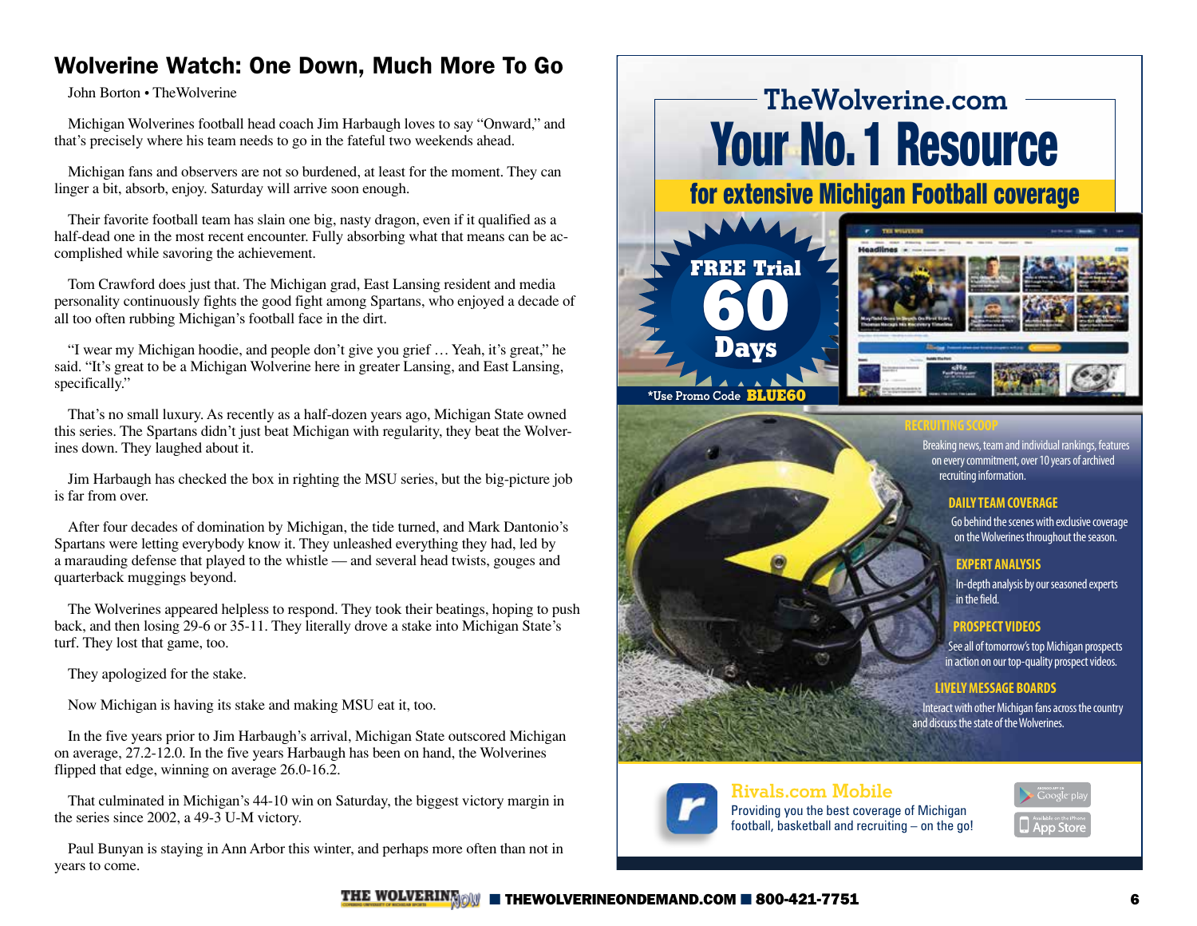# Wolverine Watch: One Down, Much More To Go

John Borton • TheWolverine

Michigan Wolverines football head coach Jim Harbaugh loves to say "Onward," and that's precisely where his team needs to go in the fateful two weekends ahead.

Michigan fans and observers are not so burdened, at least for the moment. They can linger a bit, absorb, enjoy. Saturday will arrive soon enough.

Their favorite football team has slain one big, nasty dragon, even if it qualified as a half-dead one in the most recent encounter. Fully absorbing what that means can be accomplished while savoring the achievement.

Tom Crawford does just that. The Michigan grad, East Lansing resident and media personality continuously fights the good fight among Spartans, who enjoyed a decade of all too often rubbing Michigan's football face in the dirt.

"I wear my Michigan hoodie, and people don't give you grief … Yeah, it's great," he said. "It's great to be a Michigan Wolverine here in greater Lansing, and East Lansing, specifically."

That's no small luxury. As recently as a half-dozen years ago, Michigan State owned this series. The Spartans didn't just beat Michigan with regularity, they beat the Wolverines down. They laughed about it.

Jim Harbaugh has checked the box in righting the MSU series, but the big-picture job is far from over.

After four decades of domination by Michigan, the tide turned, and Mark Dantonio's Spartans were letting everybody know it. They unleashed everything they had, led by a marauding defense that played to the whistle — and several head twists, gouges and quarterback muggings beyond.

The Wolverines appeared helpless to respond. They took their beatings, hoping to push back, and then losing 29-6 or 35-11. They literally drove a stake into Michigan State's turf. They lost that game, too.

They apologized for the stake.

Now Michigan is having its stake and making MSU eat it, too.

In the five years prior to Jim Harbaugh's arrival, Michigan State outscored Michigan on average, 27.2-12.0. In the five years Harbaugh has been on hand, the Wolverines flipped that edge, winning on average 26.0-16.2.

That culminated in Michigan's 44-10 win on Saturday, the biggest victory margin in the series since 2002, a 49-3 U-M victory.

Paul Bunyan is staying in Ann Arbor this winter, and perhaps more often than not in years to come.

## TheWolverine.com

## Your No. 1 Resource

**for extensive Michigan Football coverage**

**FREE Trial 60 Days**

*Use Promo Code **BLUE60**

**RECRUITING SCOOP**

Breaking news, team and individual rankings, features on every commitment, over 10 years of archived recruiting information.

**DAILY TEAM COVERAGE**

Go behind the scenes with exclusive coverage on the Wolverines throughout the season.

**EXPERT ANALYSIS**

In-depth analysis by our seasoned experts in the field.

**PROSPECT VIDEOS**

See all of tomorrow's top Michigan prospects in action on our top-quality prospect videos.

**LIVELY MESSAGE BOARDS**

Interact with other Michigan fans across the country and discuss the state of the Wolverines.

**Rivals.com Mobile**

Providing you the best coverage of Michigan football, basketball and recruiting – on the go!

Google play · App Store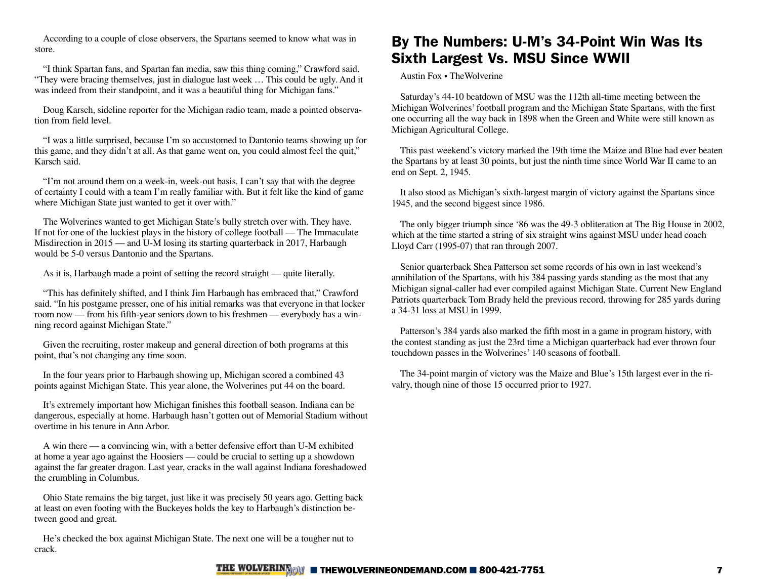According to a couple of close observers, the Spartans seemed to know what was in store.

"I think Spartan fans, and Spartan fan media, saw this thing coming," Crawford said. "They were bracing themselves, just in dialogue last week … This could be ugly. And it was indeed from their standpoint, and it was a beautiful thing for Michigan fans."

Doug Karsch, sideline reporter for the Michigan radio team, made a pointed observation from field level.

"I was a little surprised, because I'm so accustomed to Dantonio teams showing up for this game, and they didn't at all. As that game went on, you could almost feel the quit," Karsch said.

"I'm not around them on a week-in, week-out basis. I can't say that with the degree of certainty I could with a team I'm really familiar with. But it felt like the kind of game where Michigan State just wanted to get it over with."

The Wolverines wanted to get Michigan State's bully stretch over with. They have. If not for one of the luckiest plays in the history of college football — The Immaculate Misdirection in 2015 — and U-M losing its starting quarterback in 2017, Harbaugh would be 5-0 versus Dantonio and the Spartans.

As it is, Harbaugh made a point of setting the record straight — quite literally.

"This has definitely shifted, and I think Jim Harbaugh has embraced that," Crawford said. "In his postgame presser, one of his initial remarks was that everyone in that locker room now — from his fifth-year seniors down to his freshmen — everybody has a winning record against Michigan State."

Given the recruiting, roster makeup and general direction of both programs at this point, that's not changing any time soon.

In the four years prior to Harbaugh showing up, Michigan scored a combined 43 points against Michigan State. This year alone, the Wolverines put 44 on the board.

It's extremely important how Michigan finishes this football season. Indiana can be dangerous, especially at home. Harbaugh hasn't gotten out of Memorial Stadium without overtime in his tenure in Ann Arbor.

A win there — a convincing win, with a better defensive effort than U-M exhibited at home a year ago against the Hoosiers — could be crucial to setting up a showdown against the far greater dragon. Last year, cracks in the wall against Indiana foreshadowed the crumbling in Columbus.

Ohio State remains the big target, just like it was precisely 50 years ago. Getting back at least on even footing with the Buckeyes holds the key to Harbaugh's distinction between good and great.

He's checked the box against Michigan State. The next one will be a tougher nut to crack.

## By The Numbers: U-M's 34-Point Win Was Its Sixth Largest Vs. MSU Since WWII

Austin Fox • TheWolverine

Saturday's 44-10 beatdown of MSU was the 112th all-time meeting between the Michigan Wolverines' football program and the Michigan State Spartans, with the first one occurring all the way back in 1898 when the Green and White were still known as Michigan Agricultural College.

This past weekend's victory marked the 19th time the Maize and Blue had ever beaten the Spartans by at least 30 points, but just the ninth time since World War II came to an end on Sept. 2, 1945.

It also stood as Michigan's sixth-largest margin of victory against the Spartans since 1945, and the second biggest since 1986.

The only bigger triumph since '86 was the 49-3 obliteration at The Big House in 2002, which at the time started a string of six straight wins against MSU under head coach Lloyd Carr (1995-07) that ran through 2007.

Senior quarterback Shea Patterson set some records of his own in last weekend's annihilation of the Spartans, with his 384 passing yards standing as the most that any Michigan signal-caller had ever compiled against Michigan State. Current New England Patriots quarterback Tom Brady held the previous record, throwing for 285 yards during a 34-31 loss at MSU in 1999.

Patterson's 384 yards also marked the fifth most in a game in program history, with the contest standing as just the 23rd time a Michigan quarterback had ever thrown four touchdown passes in the Wolverines' 140 seasons of football.

The 34-point margin of victory was the Maize and Blue's 15th largest ever in the rivalry, though nine of those 15 occurred prior to 1927.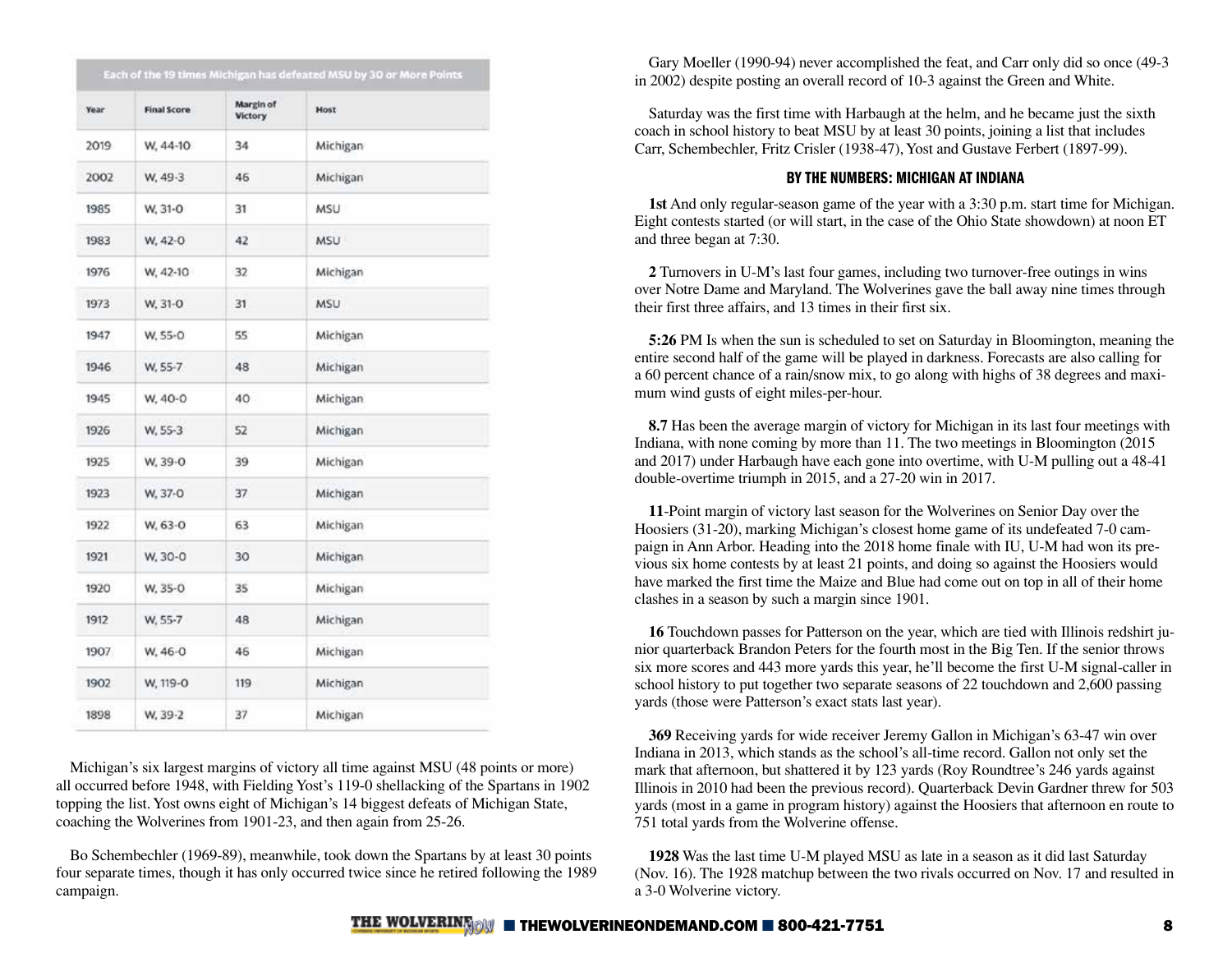| Each of the 19 times Michigan has defeated MSU by 30 or More Points | | | |
|---|---|---|---|
| Year | Final Score | Margin of Victory | Host |
| 2019 | W, 44-10 | 34 | Michigan |
| 2002 | W, 49-3 | 46 | Michigan |
| 1985 | W, 31-0 | 31 | MSU |
| 1983 | W, 42-0 | 42 | MSU |
| 1976 | W, 42-10 | 32 | Michigan |
| 1973 | W, 31-0 | 31 | MSU |
| 1947 | W, 55-0 | 55 | Michigan |
| 1946 | W, 55-7 | 48 | Michigan |
| 1945 | W, 40-0 | 40 | Michigan |
| 1926 | W, 55-3 | 52 | Michigan |
| 1925 | W, 39-0 | 39 | Michigan |
| 1923 | W, 37-0 | 37 | Michigan |
| 1922 | W, 63-0 | 63 | Michigan |
| 1921 | W, 30-0 | 30 | Michigan |
| 1920 | W, 35-0 | 35 | Michigan |
| 1912 | W, 55-7 | 48 | Michigan |
| 1907 | W, 46-0 | 46 | Michigan |
| 1902 | W, 119-0 | 119 | Michigan |
| 1898 | W, 39-2 | 37 | Michigan |

Michigan's six largest margins of victory all time against MSU (48 points or more) all occurred before 1948, with Fielding Yost's 119-0 shellacking of the Spartans in 1902 topping the list. Yost owns eight of Michigan's 14 biggest defeats of Michigan State, coaching the Wolverines from 1901-23, and then again from 25-26.

Bo Schembechler (1969-89), meanwhile, took down the Spartans by at least 30 points four separate times, though it has only occurred twice since he retired following the 1989 campaign.

Gary Moeller (1990-94) never accomplished the feat, and Carr only did so once (49-3 in 2002) despite posting an overall record of 10-3 against the Green and White.

Saturday was the first time with Harbaugh at the helm, and he became just the sixth coach in school history to beat MSU by at least 30 points, joining a list that includes Carr, Schembechler, Fritz Crisler (1938-47), Yost and Gustave Ferbert (1897-99).

## BY THE NUMBERS: MICHIGAN AT INDIANA

**1st** And only regular-season game of the year with a 3:30 p.m. start time for Michigan. Eight contests started (or will start, in the case of the Ohio State showdown) at noon ET and three began at 7:30.

**2** Turnovers in U-M's last four games, including two turnover-free outings in wins over Notre Dame and Maryland. The Wolverines gave the ball away nine times through their first three affairs, and 13 times in their first six.

**5:26** PM Is when the sun is scheduled to set on Saturday in Bloomington, meaning the entire second half of the game will be played in darkness. Forecasts are also calling for a 60 percent chance of a rain/snow mix, to go along with highs of 38 degrees and maximum wind gusts of eight miles-per-hour.

**8.7** Has been the average margin of victory for Michigan in its last four meetings with Indiana, with none coming by more than 11. The two meetings in Bloomington (2015 and 2017) under Harbaugh have each gone into overtime, with U-M pulling out a 48-41 double-overtime triumph in 2015, and a 27-20 win in 2017.

**11**-Point margin of victory last season for the Wolverines on Senior Day over the Hoosiers (31-20), marking Michigan's closest home game of its undefeated 7-0 campaign in Ann Arbor. Heading into the 2018 home finale with IU, U-M had won its previous six home contests by at least 21 points, and doing so against the Hoosiers would have marked the first time the Maize and Blue had come out on top in all of their home clashes in a season by such a margin since 1901.

**16** Touchdown passes for Patterson on the year, which are tied with Illinois redshirt junior quarterback Brandon Peters for the fourth most in the Big Ten. If the senior throws six more scores and 443 more yards this year, he'll become the first U-M signal-caller in school history to put together two separate seasons of 22 touchdown and 2,600 passing yards (those were Patterson's exact stats last year).

**369** Receiving yards for wide receiver Jeremy Gallon in Michigan's 63-47 win over Indiana in 2013, which stands as the school's all-time record. Gallon not only set the mark that afternoon, but shattered it by 123 yards (Roy Roundtree's 246 yards against Illinois in 2010 had been the previous record). Quarterback Devin Gardner threw for 503 yards (most in a game in program history) against the Hoosiers that afternoon en route to 751 total yards from the Wolverine offense.

**1928** Was the last time U-M played MSU as late in a season as it did last Saturday (Nov. 16). The 1928 matchup between the two rivals occurred on Nov. 17 and resulted in a 3-0 Wolverine victory.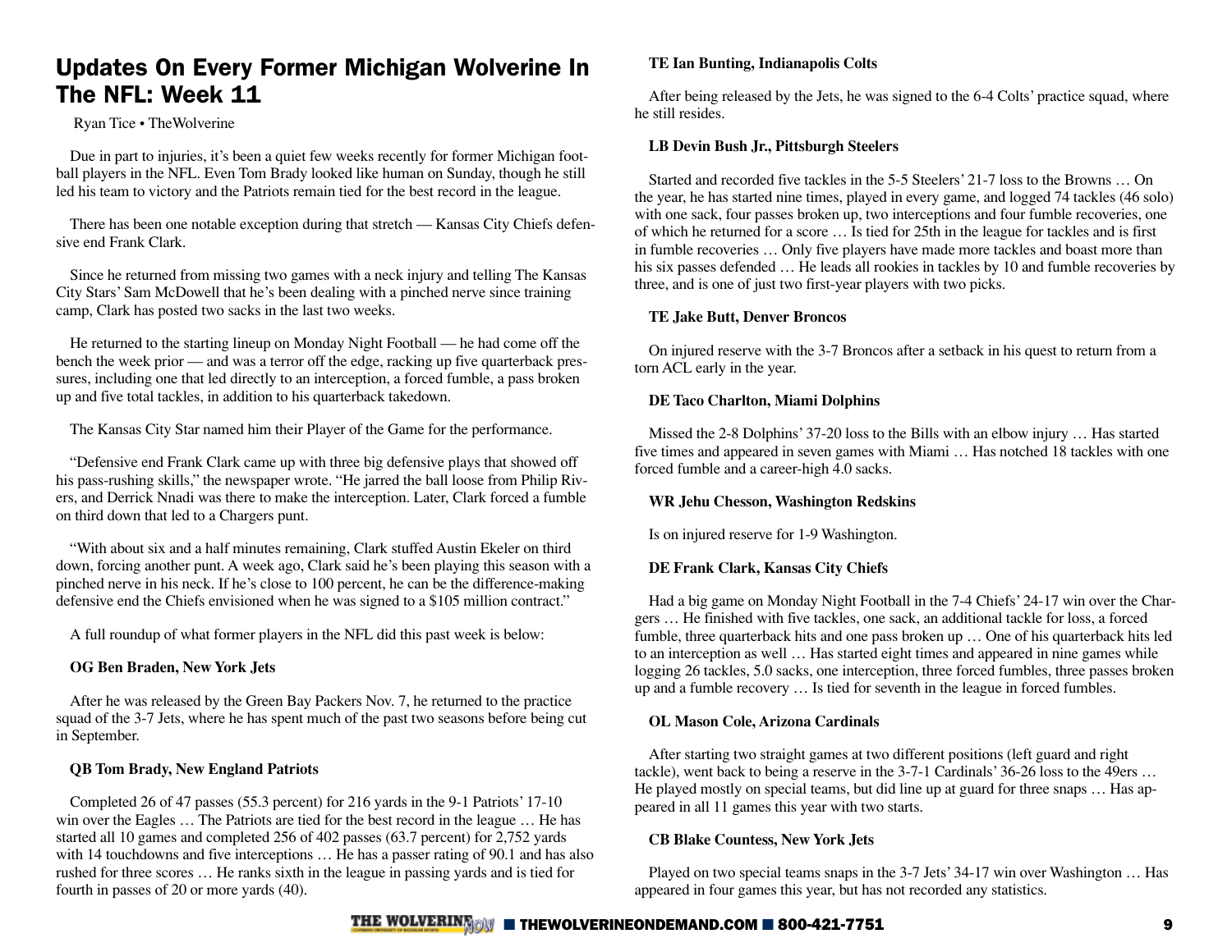# Updates On Every Former Michigan Wolverine In The NFL: Week 11

Ryan Tice • TheWolverine

Due in part to injuries, it's been a quiet few weeks recently for former Michigan football players in the NFL. Even Tom Brady looked like human on Sunday, though he still led his team to victory and the Patriots remain tied for the best record in the league.

There has been one notable exception during that stretch — Kansas City Chiefs defensive end Frank Clark.

Since he returned from missing two games with a neck injury and telling The Kansas City Stars' Sam McDowell that he's been dealing with a pinched nerve since training camp, Clark has posted two sacks in the last two weeks.

He returned to the starting lineup on Monday Night Football — he had come off the bench the week prior — and was a terror off the edge, racking up five quarterback pressures, including one that led directly to an interception, a forced fumble, a pass broken up and five total tackles, in addition to his quarterback takedown.

The Kansas City Star named him their Player of the Game for the performance.

"Defensive end Frank Clark came up with three big defensive plays that showed off his pass-rushing skills," the newspaper wrote. "He jarred the ball loose from Philip Rivers, and Derrick Nnadi was there to make the interception. Later, Clark forced a fumble on third down that led to a Chargers punt.

"With about six and a half minutes remaining, Clark stuffed Austin Ekeler on third down, forcing another punt. A week ago, Clark said he's been playing this season with a pinched nerve in his neck. If he's close to 100 percent, he can be the difference-making defensive end the Chiefs envisioned when he was signed to a $105 million contract."

A full roundup of what former players in the NFL did this past week is below:

**OG Ben Braden, New York Jets**

After he was released by the Green Bay Packers Nov. 7, he returned to the practice squad of the 3-7 Jets, where he has spent much of the past two seasons before being cut in September.

**QB Tom Brady, New England Patriots**

Completed 26 of 47 passes (55.3 percent) for 216 yards in the 9-1 Patriots' 17-10 win over the Eagles … The Patriots are tied for the best record in the league … He has started all 10 games and completed 256 of 402 passes (63.7 percent) for 2,752 yards with 14 touchdowns and five interceptions … He has a passer rating of 90.1 and has also rushed for three scores … He ranks sixth in the league in passing yards and is tied for fourth in passes of 20 or more yards (40).

**TE Ian Bunting, Indianapolis Colts**

After being released by the Jets, he was signed to the 6-4 Colts' practice squad, where he still resides.

**LB Devin Bush Jr., Pittsburgh Steelers**

Started and recorded five tackles in the 5-5 Steelers' 21-7 loss to the Browns … On the year, he has started nine times, played in every game, and logged 74 tackles (46 solo) with one sack, four passes broken up, two interceptions and four fumble recoveries, one of which he returned for a score … Is tied for 25th in the league for tackles and is first in fumble recoveries … Only five players have made more tackles and boast more than his six passes defended … He leads all rookies in tackles by 10 and fumble recoveries by three, and is one of just two first-year players with two picks.

**TE Jake Butt, Denver Broncos**

On injured reserve with the 3-7 Broncos after a setback in his quest to return from a torn ACL early in the year.

**DE Taco Charlton, Miami Dolphins**

Missed the 2-8 Dolphins' 37-20 loss to the Bills with an elbow injury … Has started five times and appeared in seven games with Miami … Has notched 18 tackles with one forced fumble and a career-high 4.0 sacks.

**WR Jehu Chesson, Washington Redskins**

Is on injured reserve for 1-9 Washington.

**DE Frank Clark, Kansas City Chiefs**

Had a big game on Monday Night Football in the 7-4 Chiefs' 24-17 win over the Chargers … He finished with five tackles, one sack, an additional tackle for loss, a forced fumble, three quarterback hits and one pass broken up … One of his quarterback hits led to an interception as well … Has started eight times and appeared in nine games while logging 26 tackles, 5.0 sacks, one interception, three forced fumbles, three passes broken up and a fumble recovery … Is tied for seventh in the league in forced fumbles.

**OL Mason Cole, Arizona Cardinals**

After starting two straight games at two different positions (left guard and right tackle), went back to being a reserve in the 3-7-1 Cardinals' 36-26 loss to the 49ers … He played mostly on special teams, but did line up at guard for three snaps … Has appeared in all 11 games this year with two starts.

**CB Blake Countess, New York Jets**

Played on two special teams snaps in the 3-7 Jets' 34-17 win over Washington … Has appeared in four games this year, but has not recorded any statistics.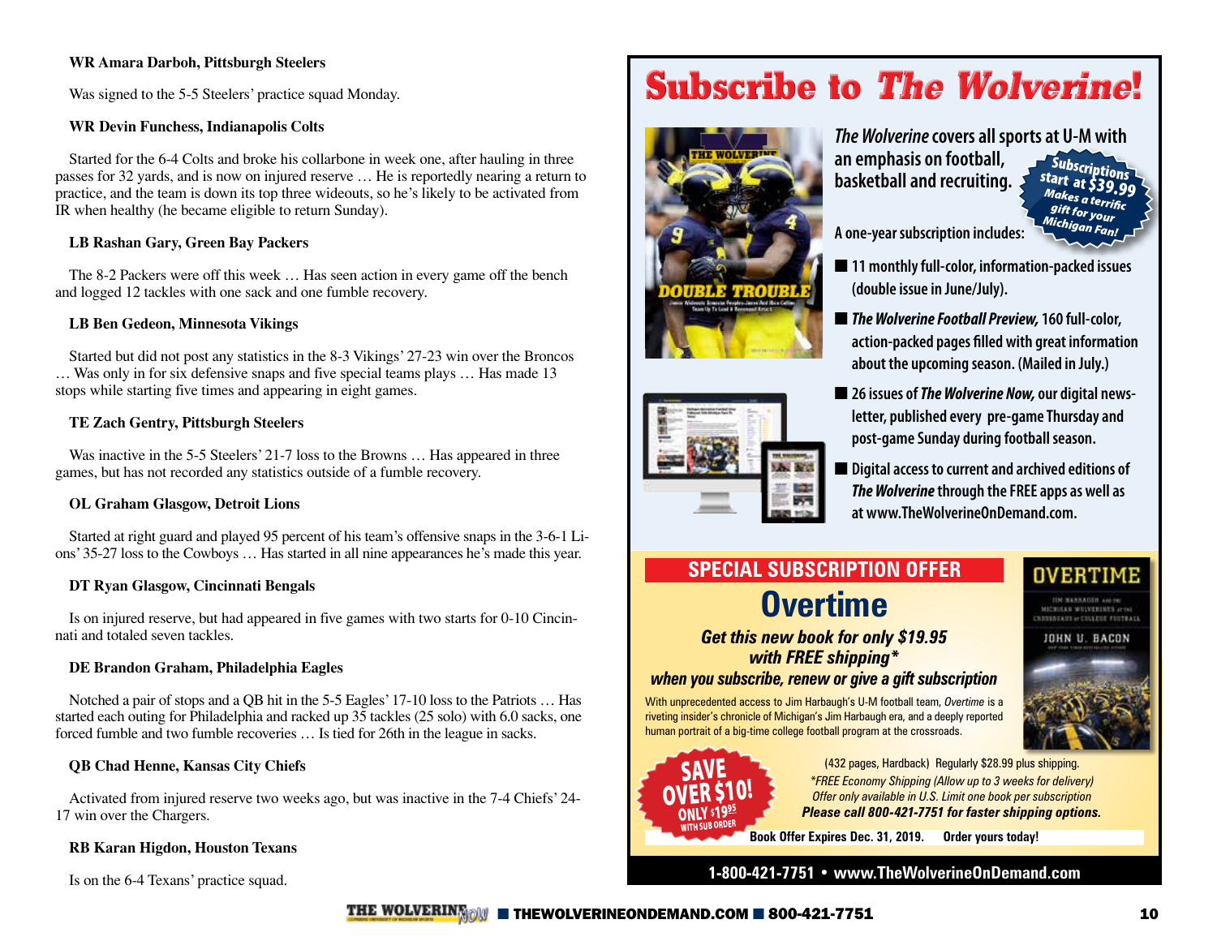**WR Amara Darboh, Pittsburgh Steelers**

Was signed to the 5-5 Steelers' practice squad Monday.

**WR Devin Funchess, Indianapolis Colts**

Started for the 6-4 Colts and broke his collarbone in week one, after hauling in three passes for 32 yards, and is now on injured reserve … He is reportedly nearing a return to practice, and the team is down its top three wideouts, so he's likely to be activated from IR when healthy (he became eligible to return Sunday).

**LB Rashan Gary, Green Bay Packers**

The 8-2 Packers were off this week … Has seen action in every game off the bench and logged 12 tackles with one sack and one fumble recovery.

**LB Ben Gedeon, Minnesota Vikings**

Started but did not post any statistics in the 8-3 Vikings' 27-23 win over the Broncos … Was only in for six defensive snaps and five special teams plays … Has made 13 stops while starting five times and appearing in eight games.

**TE Zach Gentry, Pittsburgh Steelers**

Was inactive in the 5-5 Steelers' 21-7 loss to the Browns … Has appeared in three games, but has not recorded any statistics outside of a fumble recovery.

**OL Graham Glasgow, Detroit Lions**

Started at right guard and played 95 percent of his team's offensive snaps in the 3-6-1 Lions' 35-27 loss to the Cowboys … Has started in all nine appearances he's made this year.

**DT Ryan Glasgow, Cincinnati Bengals**

Is on injured reserve, but had appeared in five games with two starts for 0-10 Cincinnati and totaled seven tackles.

**DE Brandon Graham, Philadelphia Eagles**

Notched a pair of stops and a QB hit in the 5-5 Eagles' 17-10 loss to the Patriots … Has started each outing for Philadelphia and racked up 35 tackles (25 solo) with 6.0 sacks, one forced fumble and two fumble recoveries … Is tied for 26th in the league in sacks.

**QB Chad Henne, Kansas City Chiefs**

Activated from injured reserve two weeks ago, but was inactive in the 7-4 Chiefs' 24-17 win over the Chargers.

**RB Karan Higdon, Houston Texans**

Is on the 6-4 Texans' practice squad.

## Subscribe to *The Wolverine!*

*The Wolverine* covers all sports at U-M with an emphasis on football, basketball and recruiting.

**Subscriptions start at $39.99** — Makes a terrific gift for your Michigan Fan!

A one-year subscription includes:

- 11 monthly full-color, information-packed issues (double issue in June/July).
- *The Wolverine Football Preview,* 160 full-color, action-packed pages filled with great information about the upcoming season. (Mailed in July.)
- 26 issues of *The Wolverine Now,* our digital newsletter, published every pre-game Thursday and post-game Sunday during football season.
- Digital access to current and archived editions of *The Wolverine* through the FREE apps as well as at www.TheWolverineOnDemand.com.

### SPECIAL SUBSCRIPTION OFFER

## Overtime

***Get this new book for only $19.95 with FREE shipping\* when you subscribe, renew or give a gift subscription***

With unprecedented access to Jim Harbaugh's U-M football team, *Overtime* is a riveting insider's chronicle of Michigan's Jim Harbaugh era, and a deeply reported human portrait of a big-time college football program at the crossroads.

**SAVE OVER $10! ONLY $19.95 WITH SUB ORDER**

(432 pages, Hardback) Regularly $28.99 plus shipping.

*\*FREE Economy Shipping (Allow up to 3 weeks for delivery) Offer only available in U.S. Limit one book per subscription*

***Please call 800-421-7751 for faster shipping options.***

**Book Offer Expires Dec. 31, 2019. Order yours today!**

**1-800-421-7751 • www.TheWolverineOnDemand.com**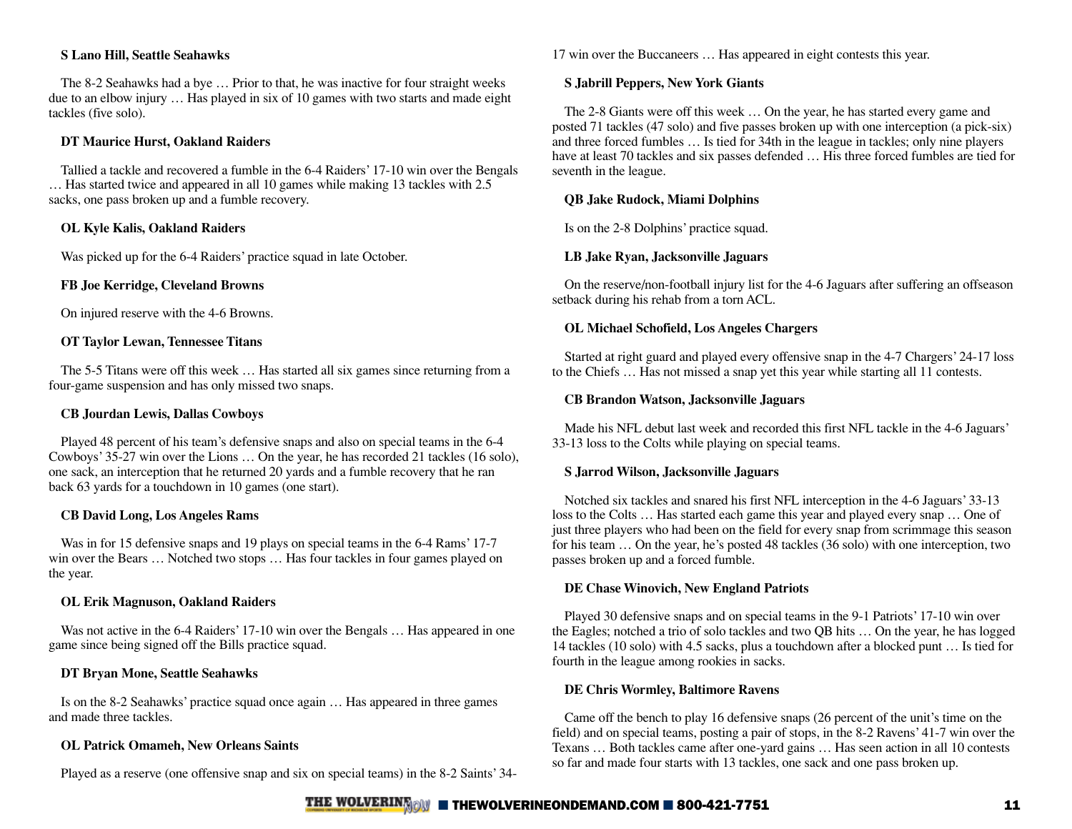**S Lano Hill, Seattle Seahawks**

The 8-2 Seahawks had a bye … Prior to that, he was inactive for four straight weeks due to an elbow injury … Has played in six of 10 games with two starts and made eight tackles (five solo).

**DT Maurice Hurst, Oakland Raiders**

Tallied a tackle and recovered a fumble in the 6-4 Raiders' 17-10 win over the Bengals … Has started twice and appeared in all 10 games while making 13 tackles with 2.5 sacks, one pass broken up and a fumble recovery.

**OL Kyle Kalis, Oakland Raiders**

Was picked up for the 6-4 Raiders' practice squad in late October.

**FB Joe Kerridge, Cleveland Browns**

On injured reserve with the 4-6 Browns.

**OT Taylor Lewan, Tennessee Titans**

The 5-5 Titans were off this week … Has started all six games since returning from a four-game suspension and has only missed two snaps.

**CB Jourdan Lewis, Dallas Cowboys**

Played 48 percent of his team's defensive snaps and also on special teams in the 6-4 Cowboys' 35-27 win over the Lions … On the year, he has recorded 21 tackles (16 solo), one sack, an interception that he returned 20 yards and a fumble recovery that he ran back 63 yards for a touchdown in 10 games (one start).

**CB David Long, Los Angeles Rams**

Was in for 15 defensive snaps and 19 plays on special teams in the 6-4 Rams' 17-7 win over the Bears … Notched two stops … Has four tackles in four games played on the year.

**OL Erik Magnuson, Oakland Raiders**

Was not active in the 6-4 Raiders' 17-10 win over the Bengals … Has appeared in one game since being signed off the Bills practice squad.

**DT Bryan Mone, Seattle Seahawks**

Is on the 8-2 Seahawks' practice squad once again … Has appeared in three games and made three tackles.

**OL Patrick Omameh, New Orleans Saints**

Played as a reserve (one offensive snap and six on special teams) in the 8-2 Saints' 34-17 win over the Buccaneers … Has appeared in eight contests this year.

**S Jabrill Peppers, New York Giants**

The 2-8 Giants were off this week … On the year, he has started every game and posted 71 tackles (47 solo) and five passes broken up with one interception (a pick-six) and three forced fumbles … Is tied for 34th in the league in tackles; only nine players have at least 70 tackles and six passes defended … His three forced fumbles are tied for seventh in the league.

**QB Jake Rudock, Miami Dolphins**

Is on the 2-8 Dolphins' practice squad.

**LB Jake Ryan, Jacksonville Jaguars**

On the reserve/non-football injury list for the 4-6 Jaguars after suffering an offseason setback during his rehab from a torn ACL.

**OL Michael Schofield, Los Angeles Chargers**

Started at right guard and played every offensive snap in the 4-7 Chargers' 24-17 loss to the Chiefs … Has not missed a snap yet this year while starting all 11 contests.

**CB Brandon Watson, Jacksonville Jaguars**

Made his NFL debut last week and recorded this first NFL tackle in the 4-6 Jaguars' 33-13 loss to the Colts while playing on special teams.

**S Jarrod Wilson, Jacksonville Jaguars**

Notched six tackles and snared his first NFL interception in the 4-6 Jaguars' 33-13 loss to the Colts … Has started each game this year and played every snap … One of just three players who had been on the field for every snap from scrimmage this season for his team … On the year, he's posted 48 tackles (36 solo) with one interception, two passes broken up and a forced fumble.

**DE Chase Winovich, New England Patriots**

Played 30 defensive snaps and on special teams in the 9-1 Patriots' 17-10 win over the Eagles; notched a trio of solo tackles and two QB hits … On the year, he has logged 14 tackles (10 solo) with 4.5 sacks, plus a touchdown after a blocked punt … Is tied for fourth in the league among rookies in sacks.

**DE Chris Wormley, Baltimore Ravens**

Came off the bench to play 16 defensive snaps (26 percent of the unit's time on the field) and on special teams, posting a pair of stops, in the 8-2 Ravens' 41-7 win over the Texans … Both tackles came after one-yard gains … Has seen action in all 10 contests so far and made four starts with 13 tackles, one sack and one pass broken up.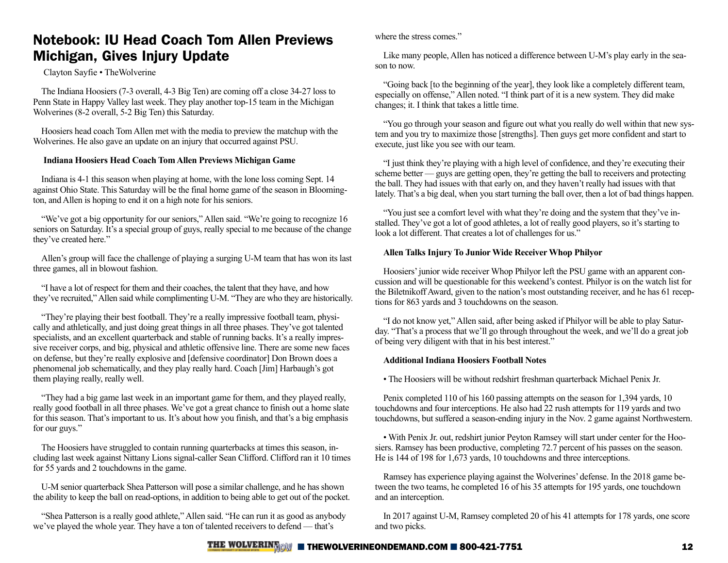# Notebook: IU Head Coach Tom Allen Previews Michigan, Gives Injury Update

Clayton Sayfie • TheWolverine

The Indiana Hoosiers (7-3 overall, 4-3 Big Ten) are coming off a close 34-27 loss to Penn State in Happy Valley last week. They play another top-15 team in the Michigan Wolverines (8-2 overall, 5-2 Big Ten) this Saturday.

Hoosiers head coach Tom Allen met with the media to preview the matchup with the Wolverines. He also gave an update on an injury that occurred against PSU.

**Indiana Hoosiers Head Coach Tom Allen Previews Michigan Game**

Indiana is 4-1 this season when playing at home, with the lone loss coming Sept. 14 against Ohio State. This Saturday will be the final home game of the season in Bloomington, and Allen is hoping to end it on a high note for his seniors.

"We've got a big opportunity for our seniors," Allen said. "We're going to recognize 16 seniors on Saturday. It's a special group of guys, really special to me because of the change they've created here."

Allen's group will face the challenge of playing a surging U-M team that has won its last three games, all in blowout fashion.

"I have a lot of respect for them and their coaches, the talent that they have, and how they've recruited," Allen said while complimenting U-M. "They are who they are historically.

"They're playing their best football. They're a really impressive football team, physically and athletically, and just doing great things in all three phases. They've got talented specialists, and an excellent quarterback and stable of running backs. It's a really impressive receiver corps, and big, physical and athletic offensive line. There are some new faces on defense, but they're really explosive and [defensive coordinator] Don Brown does a phenomenal job schematically, and they play really hard. Coach [Jim] Harbaugh's got them playing really, really well.

"They had a big game last week in an important game for them, and they played really, really good football in all three phases. We've got a great chance to finish out a home slate for this season. That's important to us. It's about how you finish, and that's a big emphasis for our guys."

The Hoosiers have struggled to contain running quarterbacks at times this season, including last week against Nittany Lions signal-caller Sean Clifford. Clifford ran it 10 times for 55 yards and 2 touchdowns in the game.

U-M senior quarterback Shea Patterson will pose a similar challenge, and he has shown the ability to keep the ball on read-options, in addition to being able to get out of the pocket.

"Shea Patterson is a really good athlete," Allen said. "He can run it as good as anybody we've played the whole year. They have a ton of talented receivers to defend — that's where the stress comes."

Like many people, Allen has noticed a difference between U-M's play early in the season to now.

"Going back [to the beginning of the year], they look like a completely different team, especially on offense," Allen noted. "I think part of it is a new system. They did make changes; it. I think that takes a little time.

"You go through your season and figure out what you really do well within that new system and you try to maximize those [strengths]. Then guys get more confident and start to execute, just like you see with our team.

"I just think they're playing with a high level of confidence, and they're executing their scheme better — guys are getting open, they're getting the ball to receivers and protecting the ball. They had issues with that early on, and they haven't really had issues with that lately. That's a big deal, when you start turning the ball over, then a lot of bad things happen.

"You just see a comfort level with what they're doing and the system that they've installed. They've got a lot of good athletes, a lot of really good players, so it's starting to look a lot different. That creates a lot of challenges for us."

**Allen Talks Injury To Junior Wide Receiver Whop Philyor**

Hoosiers' junior wide receiver Whop Philyor left the PSU game with an apparent concussion and will be questionable for this weekend's contest. Philyor is on the watch list for the Biletnikoff Award, given to the nation's most outstanding receiver, and he has 61 receptions for 863 yards and 3 touchdowns on the season.

"I do not know yet," Allen said, after being asked if Philyor will be able to play Saturday. "That's a process that we'll go through throughout the week, and we'll do a great job of being very diligent with that in his best interest."

**Additional Indiana Hoosiers Football Notes**

• The Hoosiers will be without redshirt freshman quarterback Michael Penix Jr.

Penix completed 110 of his 160 passing attempts on the season for 1,394 yards, 10 touchdowns and four interceptions. He also had 22 rush attempts for 119 yards and two touchdowns, but suffered a season-ending injury in the Nov. 2 game against Northwestern.

• With Penix Jr. out, redshirt junior Peyton Ramsey will start under center for the Hoosiers. Ramsey has been productive, completing 72.7 percent of his passes on the season. He is 144 of 198 for 1,673 yards, 10 touchdowns and three interceptions.

Ramsey has experience playing against the Wolverines' defense. In the 2018 game between the two teams, he completed 16 of his 35 attempts for 195 yards, one touchdown and an interception.

In 2017 against U-M, Ramsey completed 20 of his 41 attempts for 178 yards, one score and two picks.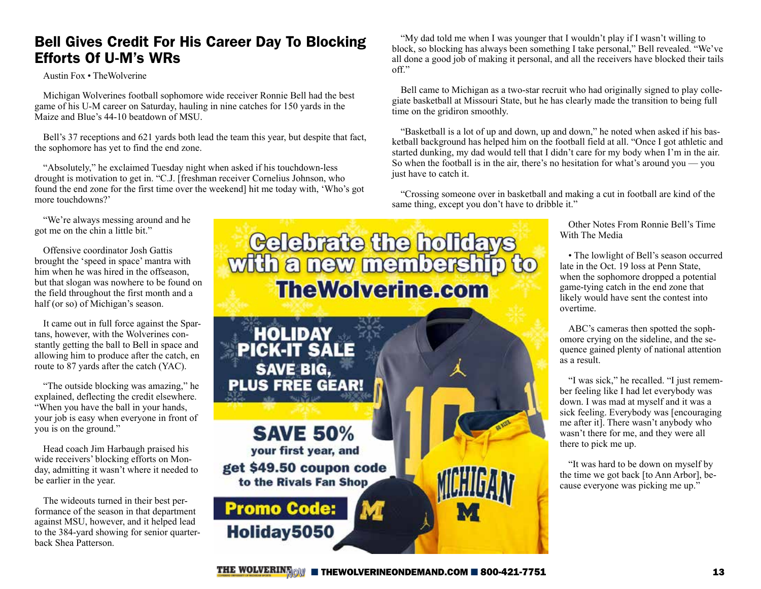# Bell Gives Credit For His Career Day To Blocking Efforts Of U-M's WRs

Austin Fox • TheWolverine

Michigan Wolverines football sophomore wide receiver Ronnie Bell had the best game of his U-M career on Saturday, hauling in nine catches for 150 yards in the Maize and Blue's 44-10 beatdown of MSU.

Bell's 37 receptions and 621 yards both lead the team this year, but despite that fact, the sophomore has yet to find the end zone.

"Absolutely," he exclaimed Tuesday night when asked if his touchdown-less drought is motivation to get in. "C.J. [freshman receiver Cornelius Johnson, who found the end zone for the first time over the weekend] hit me today with, 'Who's got more touchdowns?'

"We're always messing around and he got me on the chin a little bit."

Offensive coordinator Josh Gattis brought the 'speed in space' mantra with him when he was hired in the offseason, but that slogan was nowhere to be found on the field throughout the first month and a half (or so) of Michigan's season.

It came out in full force against the Spartans, however, with the Wolverines constantly getting the ball to Bell in space and allowing him to produce after the catch, en route to 87 yards after the catch (YAC).

"The outside blocking was amazing," he explained, deflecting the credit elsewhere. "When you have the ball in your hands, your job is easy when everyone in front of you is on the ground."

Head coach Jim Harbaugh praised his wide receivers' blocking efforts on Monday, admitting it wasn't where it needed to be earlier in the year.

The wideouts turned in their best performance of the season in that department against MSU, however, and it helped lead to the 384-yard showing for senior quarterback Shea Patterson.

"My dad told me when I was younger that I wouldn't play if I wasn't willing to block, so blocking has always been something I take personal," Bell revealed. "We've all done a good job of making it personal, and all the receivers have blocked their tails off."

Bell came to Michigan as a two-star recruit who had originally signed to play collegiate basketball at Missouri State, but he has clearly made the transition to being full time on the gridiron smoothly.

"Basketball is a lot of up and down, up and down," he noted when asked if his basketball background has helped him on the football field at all. "Once I got athletic and started dunking, my dad would tell that I didn't care for my body when I'm in the air. So when the football is in the air, there's no hesitation for what's around you — you just have to catch it.

"Crossing someone over in basketball and making a cut in football are kind of the same thing, except you don't have to dribble it."

Celebrate the holidays with a new membership to TheWolverine.com

HOLIDAY PICK-IT SALE
SAVE BIG, PLUS FREE GEAR!

SAVE 50% your first year, and get $49.50 coupon code to the Rivals Fan Shop

Promo Code: Holiday5050

Other Notes From Ronnie Bell's Time With The Media

- The lowlight of Bell's season occurred late in the Oct. 19 loss at Penn State, when the sophomore dropped a potential game-tying catch in the end zone that likely would have sent the contest into overtime.

ABC's cameras then spotted the sophomore crying on the sideline, and the sequence gained plenty of national attention as a result.

"I was sick," he recalled. "I just remember feeling like I had let everybody was down. I was mad at myself and it was a sick feeling. Everybody was [encouraging me after it]. There wasn't anybody who wasn't there for me, and they were all there to pick me up.

"It was hard to be down on myself by the time we got back [to Ann Arbor], because everyone was picking me up."